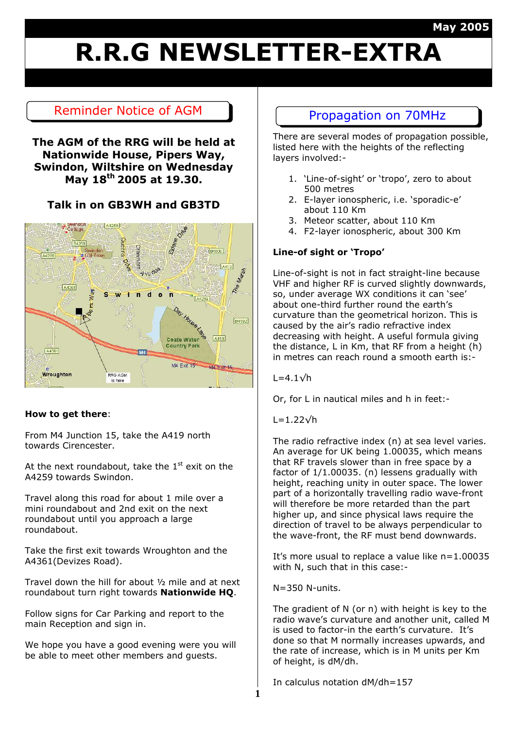May 2005

# R.R.G NEWSLETTER-EXTRA

## Reminder Notice of AGM

**The AGM of the RRG will be held at Nationwide House, Pipers Way, Swindon, Wiltshire on Wednesday May 18th 2005 at 19.30.**

**Talk in on GB3WH and GB3TD**

**How to get there**:

From M4 Junction 15, take the A419 north towards Cirencester.

At the next roundabout, take the 1st exit on the A4259 towards Swindon.

Travel along this road for about 1 mile over a mini roundabout and 2nd exit on the next roundabout until you approach a large roundabout.

Take the first exit towards Wroughton and the A4361(Devizes Road).

Travel down the hill for about ½ mile and at next roundabout turn right towards **Nationwide HQ**.

Follow signs for Car Parking and report to the main Reception and sign in.

We hope you have a good evening were you will be able to meet other members and guests.

## Propagation on 70MHz

There are several modes of propagation possible, listed here with the heights of the reflecting layers involved:-

1. 'Line-of-sight' or 'tropo', zero to about 500 metres
2. E-layer ionospheric, i.e. 'sporadic-e' about 110 Km
3. Meteor scatter, about 110 Km
4. F2-layer ionospheric, about 300 Km

**Line-of sight or 'Tropo'**

Line-of-sight is not in fact straight-line because VHF and higher RF is curved slightly downwards, so, under average WX conditions it can 'see' about one-third further round the earth's curvature than the geometrical horizon. This is caused by the air's radio refractive index decreasing with height. A useful formula giving the distance, L in Km, that RF from a height (h) in metres can reach round a smooth earth is:-

$L=4.1\sqrt{h}$

Or, for L in nautical miles and h in feet:-

$L=1.22\sqrt{h}$

The radio refractive index (n) at sea level varies. An average for UK being 1.00035, which means that RF travels slower than in free space by a factor of 1/1.00035. (n) lessens gradually with height, reaching unity in outer space. The lower part of a horizontally travelling radio wave-front will therefore be more retarded than the part higher up, and since physical laws require the direction of travel to be always perpendicular to the wave-front, the RF must bend downwards.

It's more usual to replace a value like n=1.00035 with N, such that in this case:-

N=350 N-units.

The gradient of N (or n) with height is key to the radio wave's curvature and another unit, called M is used to factor-in the earth's curvature. It's done so that M normally increases upwards, and the rate of increase, which is in M units per Km of height, is dM/dh.

In calculus notation $dM/dh=157$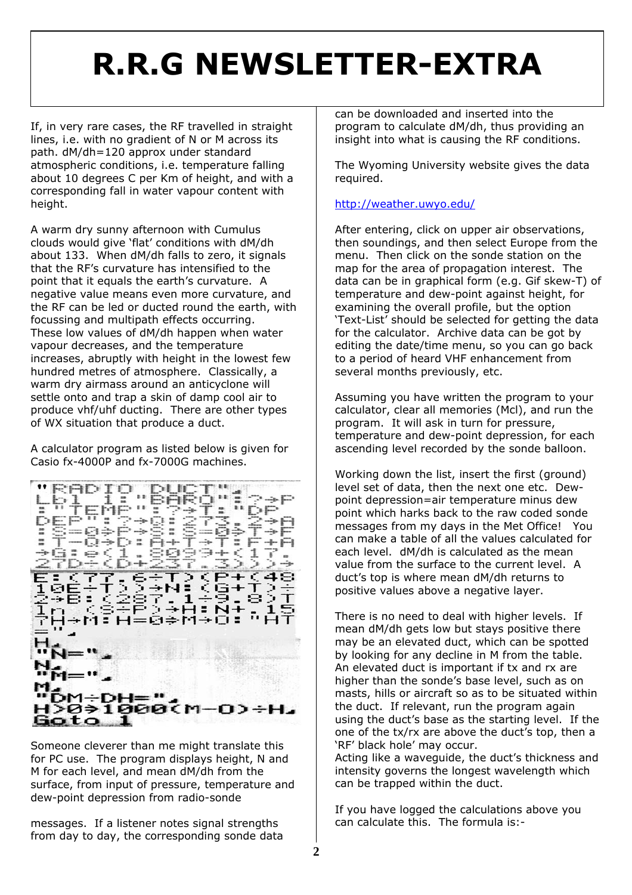If, in very rare cases, the RF travelled in straight lines, i.e. with no gradient of N or M across its path. dM/dh=120 approx under standard atmospheric conditions, i.e. temperature falling about 10 degrees C per Km of height, and with a corresponding fall in water vapour content with height.

A warm dry sunny afternoon with Cumulus clouds would give 'flat' conditions with dM/dh about 133. When dM/dh falls to zero, it signals that the RF's curvature has intensified to the point that it equals the earth's curvature. A negative value means even more curvature, and the RF can be led or ducted round the earth, with focussing and multipath effects occurring. These low values of dM/dh happen when water vapour decreases, and the temperature increases, abruptly with height in the lowest few hundred metres of atmosphere. Classically, a warm dry airmass around an anticyclone will settle onto and trap a skin of damp cool air to produce vhf/uhf ducting. There are other types of WX situation that produce a duct.

A calculator program as listed below is given for Casio fx-4000P and fx-7000G machines.

```
"RADIO DUCT"◢
Lbl 1: "BARO": ?→P: "TEMP": ?→T: "DP DEP": ?→Q: 273.2→A
: S=0⇒P→S: S=0⇒T→F: T−Q→D: A+T→T: F+A
→G: e(1.8099+(17.27D÷(D+237.3)))→
E: (77.6÷T)(P+(4810E÷T))→N: (G+T)÷
2→B: (287.1÷9.8)T
ln (S÷P)→H: N+.157H→M: H=0⇒M→O: "HT
="◢
H◢
"N="◢
N◢
"M="◢
M◢
"DM÷DH="◢
H>0⇒1000(M−O)÷H◢
Goto 1
```

Someone cleverer than me might translate this for PC use. The program displays height, N and M for each level, and mean dM/dh from the surface, from input of pressure, temperature and dew-point depression from radio-sonde messages. If a listener notes signal strengths from day to day, the corresponding sonde data can be downloaded and inserted into the program to calculate dM/dh, thus providing an insight into what is causing the RF conditions.

The Wyoming University website gives the data required.

http://weather.uwyo.edu/

After entering, click on upper air observations, then soundings, and then select Europe from the menu. Then click on the sonde station on the map for the area of propagation interest. The data can be in graphical form (e.g. Gif skew-T) of temperature and dew-point against height, for examining the overall profile, but the option 'Text-List' should be selected for getting the data for the calculator. Archive data can be got by editing the date/time menu, so you can go back to a period of heard VHF enhancement from several months previously, etc.

Assuming you have written the program to your calculator, clear all memories (Mcl), and run the program. It will ask in turn for pressure, temperature and dew-point depression, for each ascending level recorded by the sonde balloon.

Working down the list, insert the first (ground) level set of data, then the next one etc. Dew-point depression=air temperature minus dew point which harks back to the raw coded sonde messages from my days in the Met Office! You can make a table of all the values calculated for each level. dM/dh is calculated as the mean value from the surface to the current level. A duct's top is where mean dM/dh returns to positive values above a negative layer.

There is no need to deal with higher levels. If mean dM/dh gets low but stays positive there may be an elevated duct, which can be spotted by looking for any decline in M from the table. An elevated duct is important if tx and rx are higher than the sonde's base level, such as on masts, hills or aircraft so as to be situated within the duct. If relevant, run the program again using the duct's base as the starting level. If the one of the tx/rx are above the duct's top, then a 'RF' black hole' may occur.
Acting like a waveguide, the duct's thickness and intensity governs the longest wavelength which can be trapped within the duct.

If you have logged the calculations above you can calculate this. The formula is:-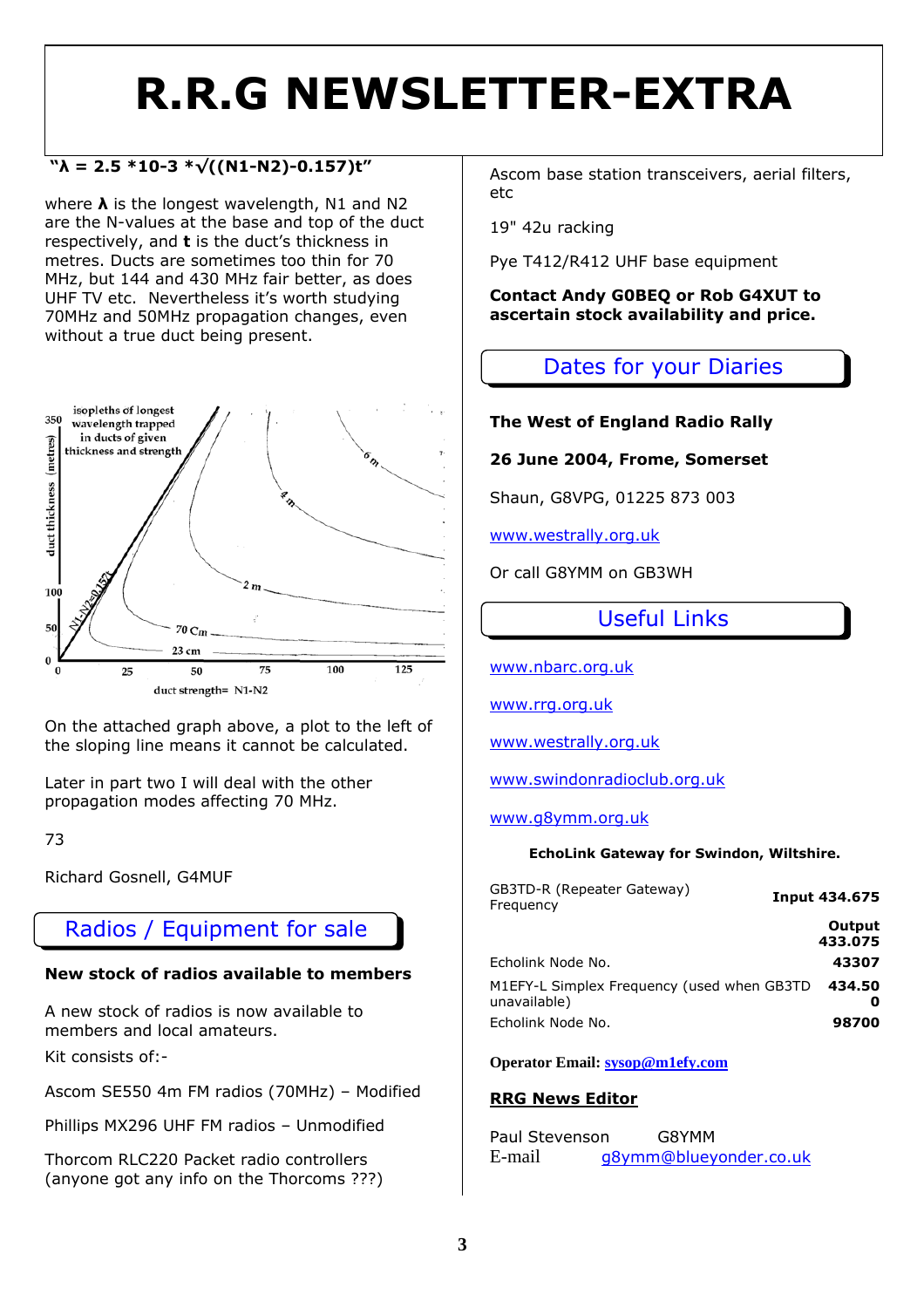# R.R.G NEWSLETTER-EXTRA

**"$\lambda = 2.5 * 10^{-3} * \sqrt{((N1-N2)-0.157)t}$"**

where **λ** is the longest wavelength, N1 and N2 are the N-values at the base and top of the duct respectively, and **t** is the duct's thickness in metres. Ducts are sometimes too thin for 70 MHz, but 144 and 430 MHz fair better, as does UHF TV etc. Nevertheless it's worth studying 70MHz and 50MHz propagation changes, even without a true duct being present.

isopleths of longest wavelength trapped in ducts of given thickness and strength

duct thickness (metres)

350

100

50

0

0 25 50 75 100 125

duct strength= N1-N2

N1-N2=0.157t

6 m

4 m

2 m

70 Cm

23 cm

On the attached graph above, a plot to the left of the sloping line means it cannot be calculated.

Later in part two I will deal with the other propagation modes affecting 70 MHz.

73

Richard Gosnell, G4MUF

## Radios / Equipment for sale

**New stock of radios available to members**

A new stock of radios is now available to members and local amateurs.

Kit consists of:-

Ascom SE550 4m FM radios (70MHz) – Modified

Phillips MX296 UHF FM radios – Unmodified

Thorcom RLC220 Packet radio controllers (anyone got any info on the Thorcoms ???)

Ascom base station transceivers, aerial filters, etc

19" 42u racking

Pye T412/R412 UHF base equipment

**Contact Andy G0BEQ or Rob G4XUT to ascertain stock availability and price.**

## Dates for your Diaries

**The West of England Radio Rally**

**26 June 2004, Frome, Somerset**

Shaun, G8VPG, 01225 873 003

www.westrally.org.uk

Or call G8YMM on GB3WH

## Useful Links

www.nbarc.org.uk

www.rrg.org.uk

www.westrally.org.uk

www.swindonradioclub.org.uk

www.g8ymm.org.uk

**EchoLink Gateway for Swindon, Wiltshire.**

| | |
|---|---|
| GB3TD-R (Repeater Gateway) Frequency | **Input 434.675** |
| | **Output 433.075** |
| Echolink Node No. | **43307** |
| M1EFY-L Simplex Frequency (used when GB3TD unavailable) | **434.500** |
| Echolink Node No. | **98700** |

**Operator Email: sysop@m1efy.com**

**RRG News Editor**

Paul Stevenson G8YMM
E-mail g8ymm@blueyonder.co.uk